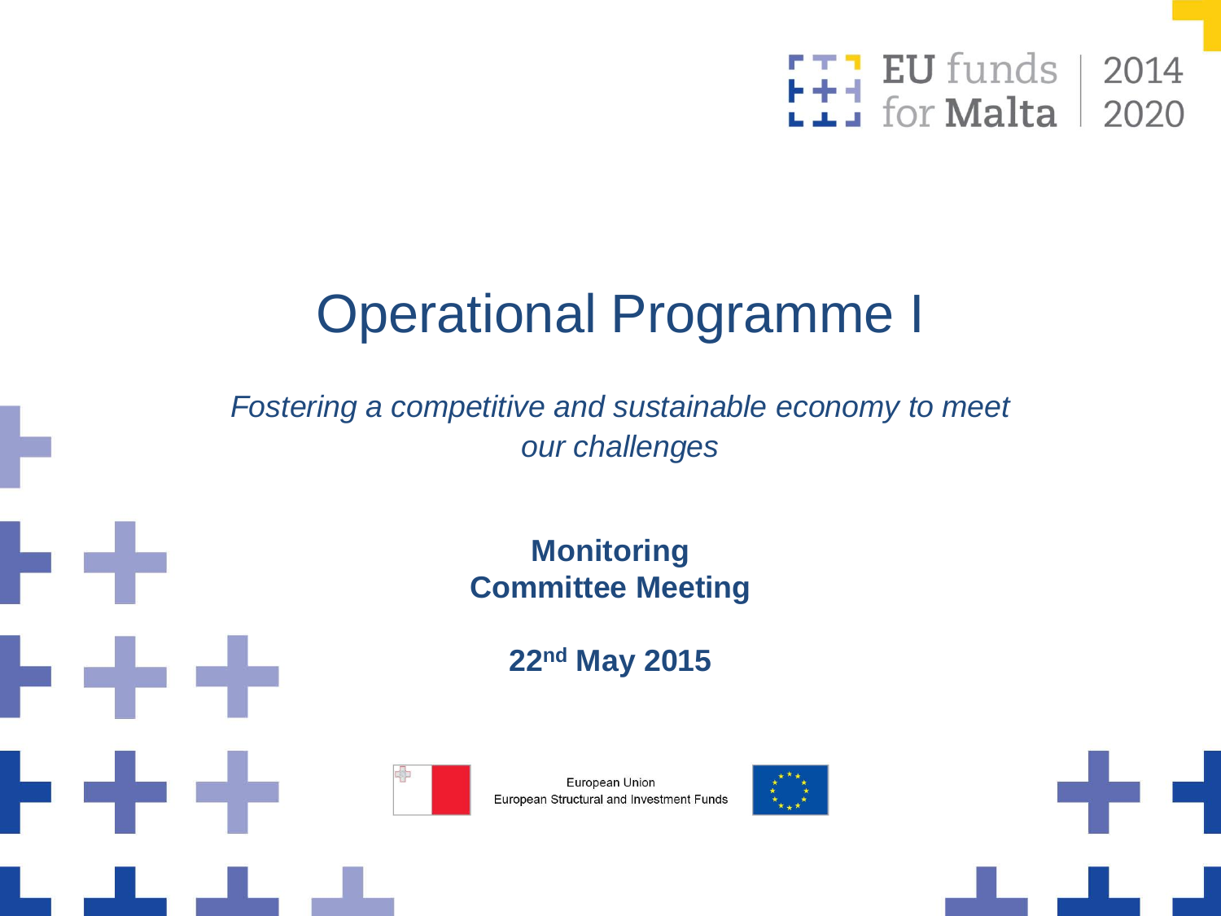EU funds for Malta | 2014 2020

# Operational Programme I

*Fostering a competitive and sustainable economy to meet our challenges*

**Monitoring Committee Meeting**

**22nd May 2015**

European Union
European Structural and Investment Funds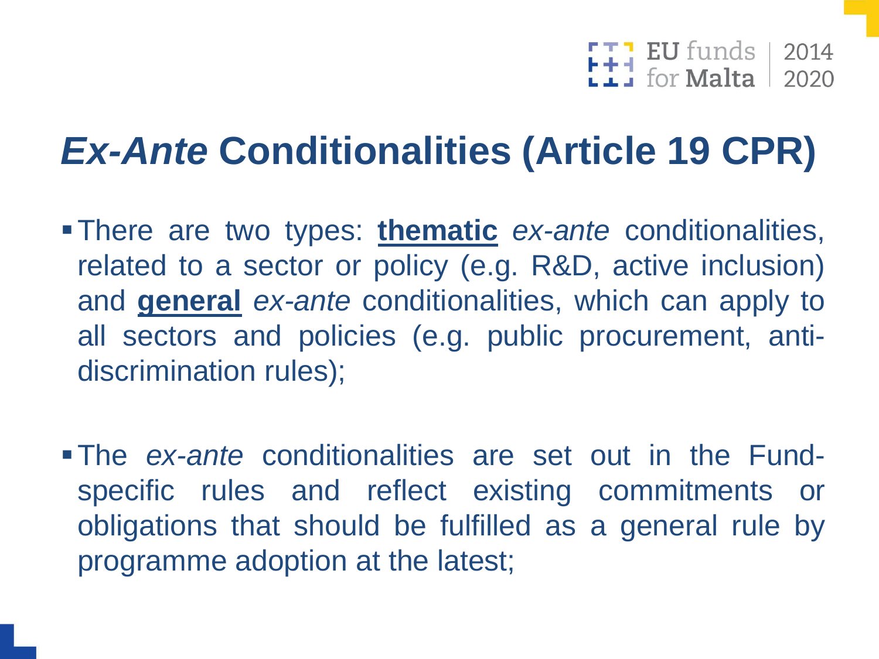# *Ex-Ante* Conditionalities (Article 19 CPR)

- There are two types: **thematic** *ex-ante* conditionalities, related to a sector or policy (e.g. R&D, active inclusion) and **general** *ex-ante* conditionalities, which can apply to all sectors and policies (e.g. public procurement, anti-discrimination rules);

- The *ex-ante* conditionalities are set out in the Fund-specific rules and reflect existing commitments or obligations that should be fulfilled as a general rule by programme adoption at the latest;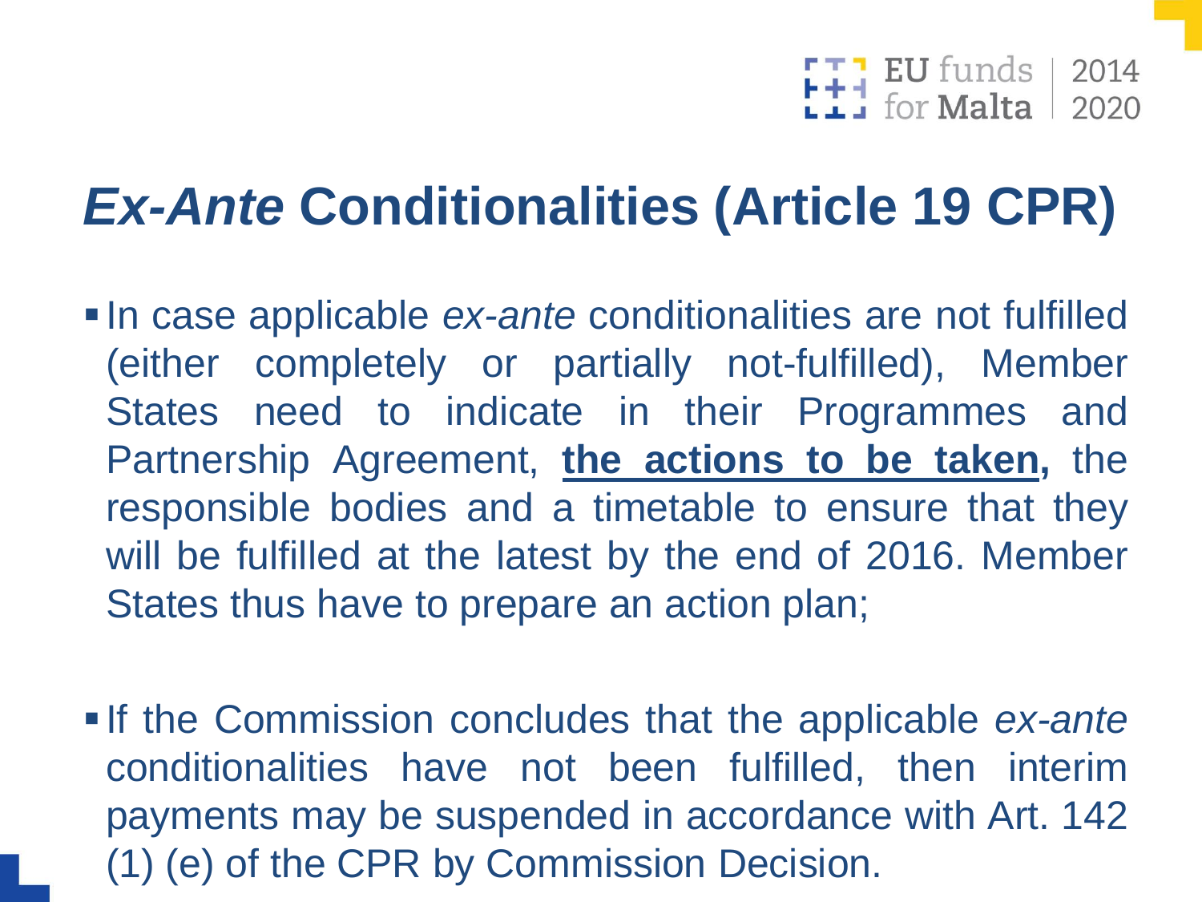# *Ex-Ante* Conditionalities (Article 19 CPR)

- In case applicable *ex-ante* conditionalities are not fulfilled (either completely or partially not-fulfilled), Member States need to indicate in their Programmes and Partnership Agreement, **the actions to be taken,** the responsible bodies and a timetable to ensure that they will be fulfilled at the latest by the end of 2016. Member States thus have to prepare an action plan;

- If the Commission concludes that the applicable *ex-ante* conditionalities have not been fulfilled, then interim payments may be suspended in accordance with Art. 142 (1) (e) of the CPR by Commission Decision.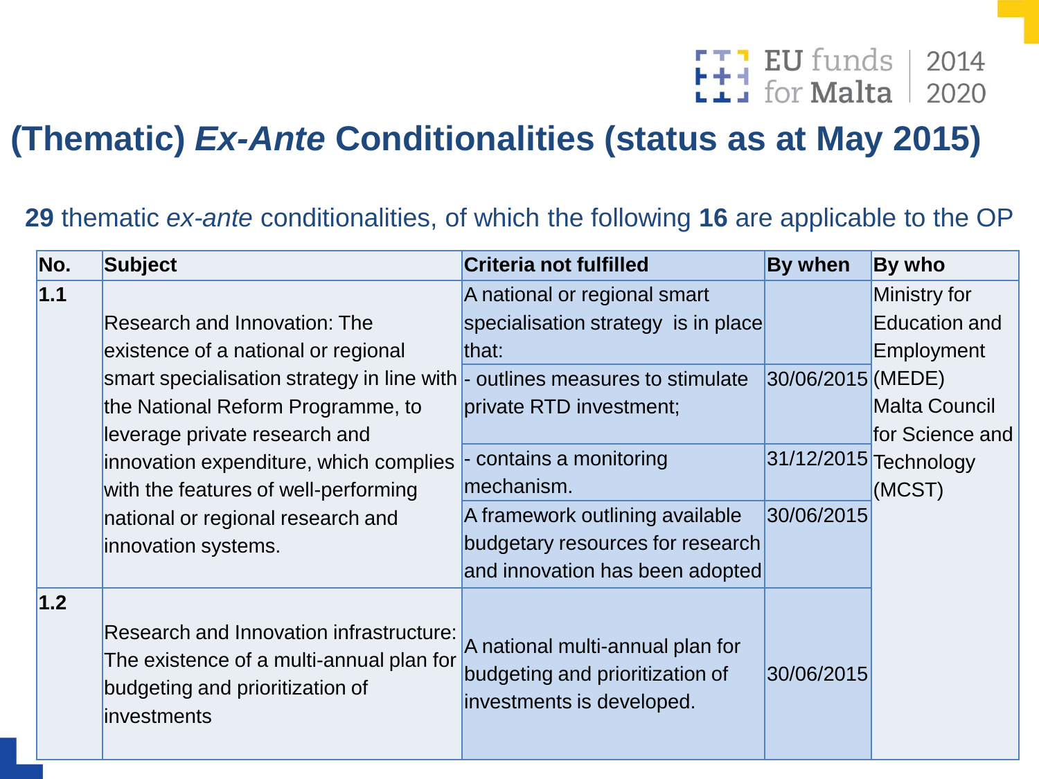# (Thematic) *Ex-Ante* Conditionalities (status as at May 2015)

**29** thematic *ex-ante* conditionalities, of which the following **16** are applicable to the OP

| No. | Subject | Criteria not fulfilled | By when | By who |
|---|---|---|---|---|
| 1.1 | Research and Innovation: The existence of a national or regional smart specialisation strategy in line with the National Reform Programme, to leverage private research and innovation expenditure, which complies with the features of well-performing national or regional research and innovation systems. | A national or regional smart specialisation strategy is in place that: | | Ministry for Education and Employment (MEDE) Malta Council for Science and Technology (MCST) |
| | | - outlines measures to stimulate private RTD investment; | 30/06/2015 | |
| | | - contains a monitoring mechanism. | 31/12/2015 | |
| | | A framework outlining available budgetary resources for research and innovation has been adopted | 30/06/2015 | |
| 1.2 | Research and Innovation infrastructure: The existence of a multi-annual plan for budgeting and prioritization of investments | A national multi-annual plan for budgeting and prioritization of investments is developed. | 30/06/2015 | |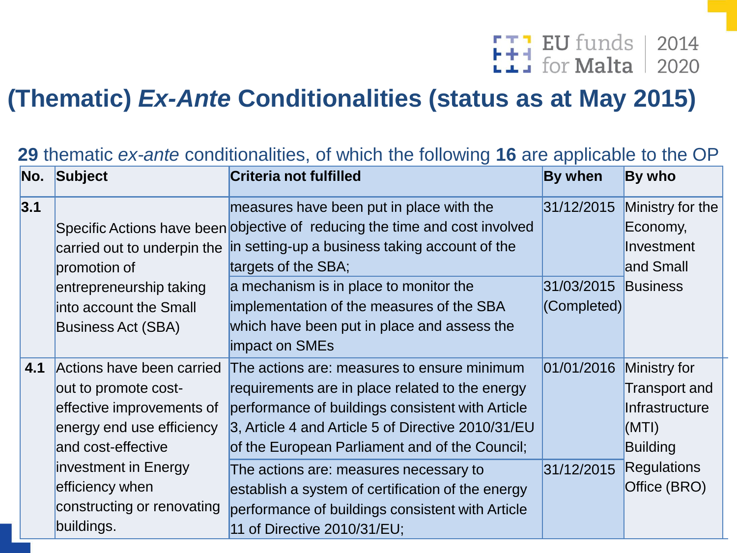# (Thematic) *Ex-Ante* Conditionalities (status as at May 2015)

**29** thematic *ex-ante* conditionalities, of which the following **16** are applicable to the OP

| No. | Subject | Criteria not fulfilled | By when | By who |
|---|---|---|---|---|
| **3.1** | Specific Actions have been carried out to underpin the promotion of entrepreneurship taking into account the Small Business Act (SBA) | measures have been put in place with the objective of reducing the time and cost involved in setting-up a business taking account of the targets of the SBA; | 31/12/2015 | Ministry for the Economy, Investment and Small Business |
| | | a mechanism is in place to monitor the implementation of the measures of the SBA which have been put in place and assess the impact on SMEs | 31/03/2015 (Completed) | |
| **4.1** | Actions have been carried out to promote cost-effective improvements of energy end use efficiency and cost-effective investment in Energy efficiency when constructing or renovating buildings. | The actions are: measures to ensure minimum requirements are in place related to the energy performance of buildings consistent with Article 3, Article 4 and Article 5 of Directive 2010/31/EU of the European Parliament and of the Council; | 01/01/2016 | Ministry for Transport and Infrastructure (MTI) Building Regulations Office (BRO) |
| | | The actions are: measures necessary to establish a system of certification of the energy performance of buildings consistent with Article 11 of Directive 2010/31/EU; | 31/12/2015 | |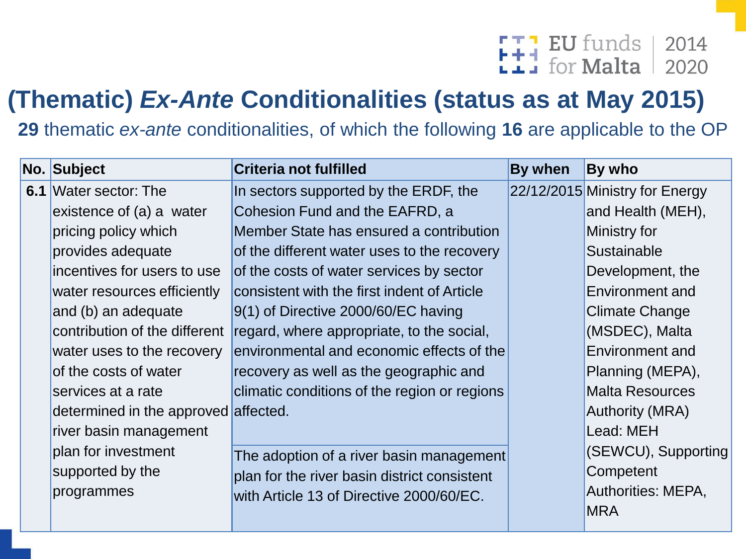# (Thematic) *Ex-Ante* Conditionalities (status as at May 2015)

**29** thematic *ex-ante* conditionalities, of which the following **16** are applicable to the OP

| No. | Subject | Criteria not fulfilled | By when | By who |
|---|---|---|---|---|
| **6.1** | Water sector: The existence of (a) a water pricing policy which provides adequate incentives for users to use water resources efficiently and (b) an adequate contribution of the different water uses to the recovery of the costs of water services at a rate determined in the approved river basin management plan for investment supported by the programmes | In sectors supported by the ERDF, the Cohesion Fund and the EAFRD, a Member State has ensured a contribution of the different water uses to the recovery of the costs of water services by sector consistent with the first indent of Article 9(1) of Directive 2000/60/EC having regard, where appropriate, to the social, environmental and economic effects of the recovery as well as the geographic and climatic conditions of the region or regions affected. | 22/12/2015 | Ministry for Energy and Health (MEH), Ministry for Sustainable Development, the Environment and Climate Change (MSDEC), Malta Environment and Planning (MEPA), Malta Resources Authority (MRA) Lead: MEH (SEWCU), Supporting Competent Authorities: MEPA, MRA |
| | | The adoption of a river basin management plan for the river basin district consistent with Article 13 of Directive 2000/60/EC. | | |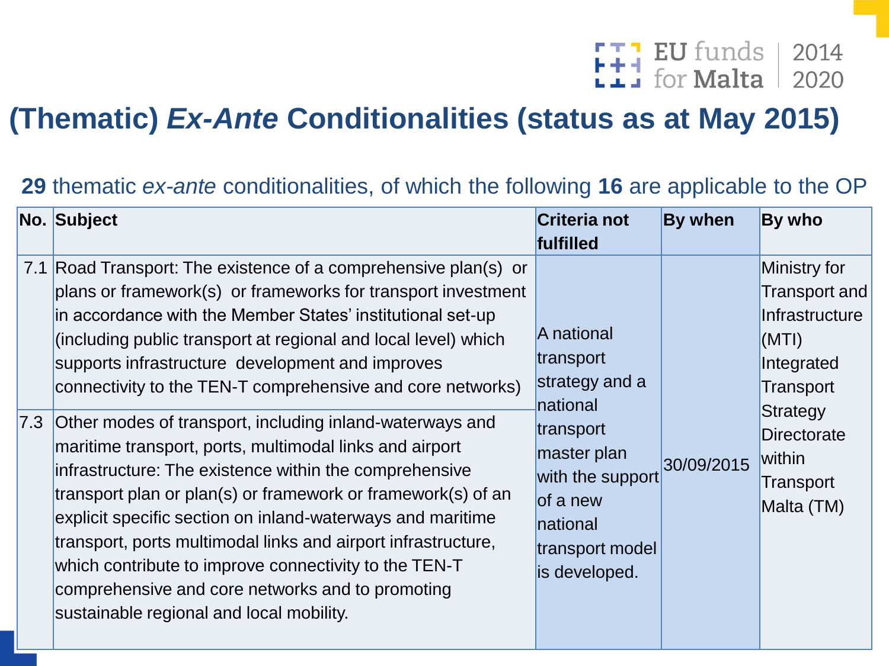# (Thematic) *Ex-Ante* Conditionalities (status as at May 2015)

**29** thematic *ex-ante* conditionalities, of which the following **16** are applicable to the OP

| No. | Subject | Criteria not fulfilled | By when | By who |
|---|---|---|---|---|
| 7.1 | Road Transport: The existence of a comprehensive plan(s) or plans or framework(s) or frameworks for transport investment in accordance with the Member States' institutional set-up (including public transport at regional and local level) which supports infrastructure development and improves connectivity to the TEN-T comprehensive and core networks) | A national transport strategy and a national transport master plan with the support of a new national transport model is developed. | 30/09/2015 | Ministry for Transport and Infrastructure (MTI) Integrated Transport Strategy Directorate within Transport Malta (TM) |
| 7.3 | Other modes of transport, including inland-waterways and maritime transport, ports, multimodal links and airport infrastructure: The existence within the comprehensive transport plan or plan(s) or framework or framework(s) of an explicit specific section on inland-waterways and maritime transport, ports multimodal links and airport infrastructure, which contribute to improve connectivity to the TEN-T comprehensive and core networks and to promoting sustainable regional and local mobility. | | | |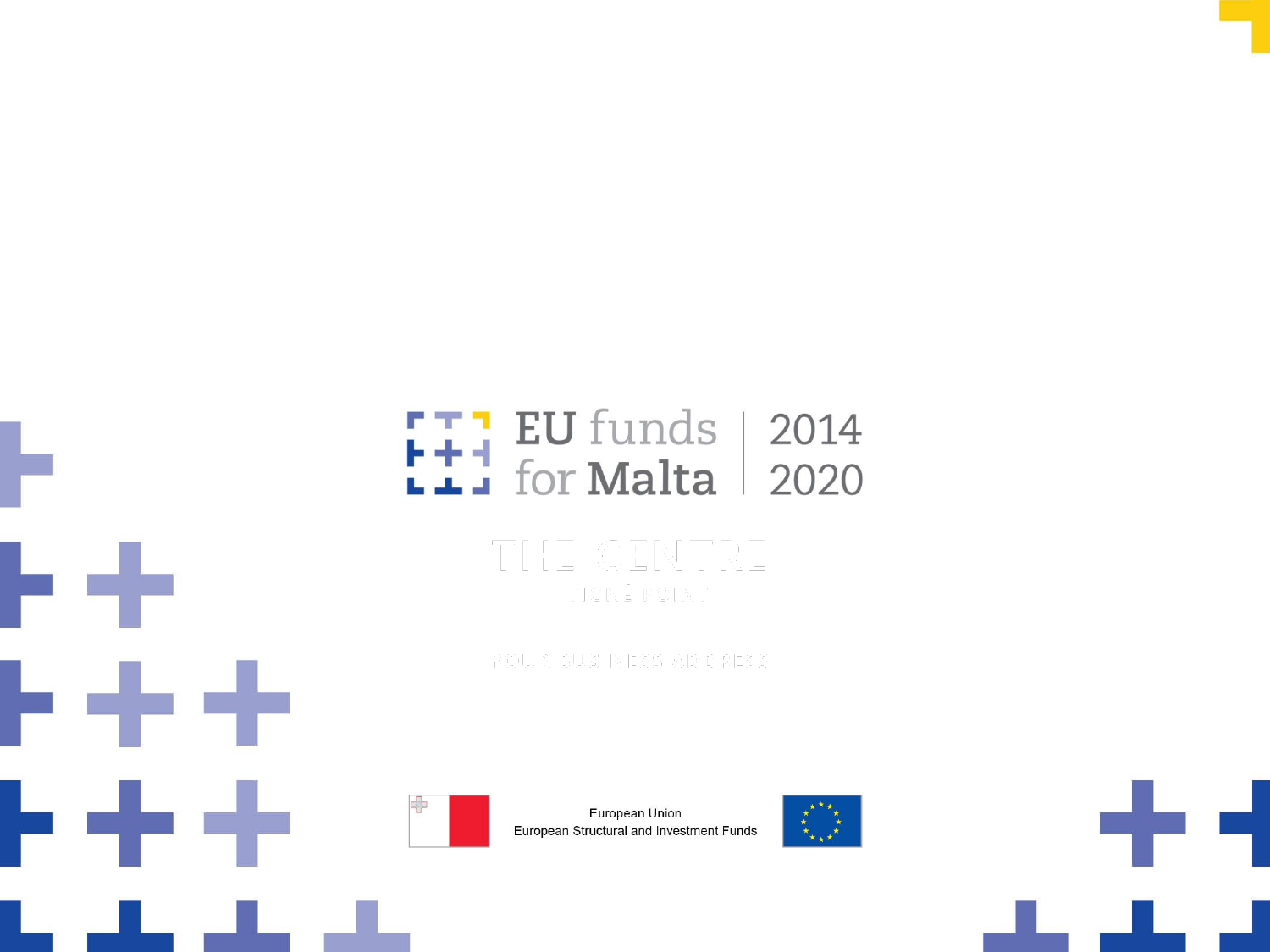EU funds for Malta | 2014 2020

THE CENTRE

HERE POINT

YOUR BUSINESS ADDRESS

European Union
European Structural and Investment Funds